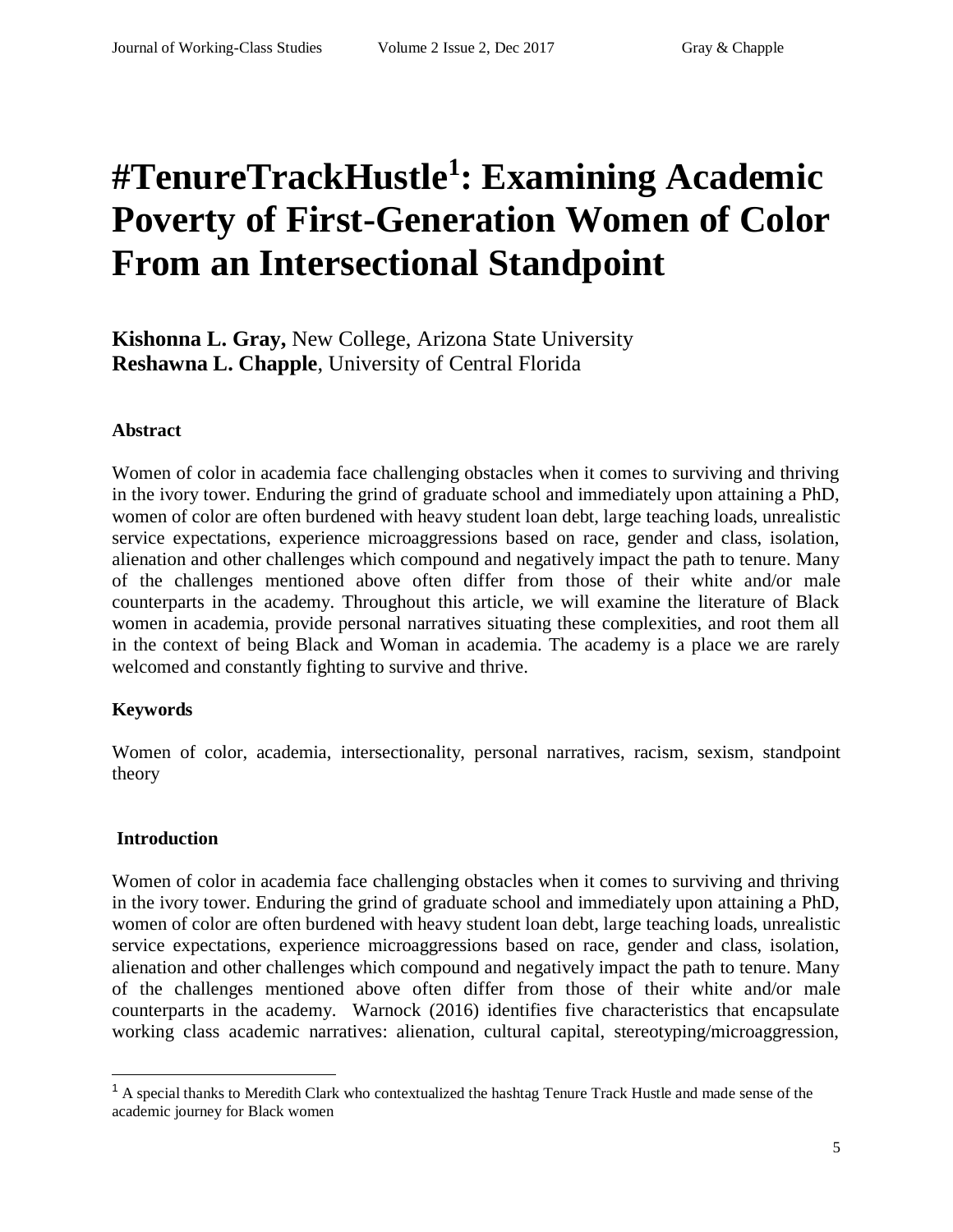# #TenureTrackHustle[1]: Examining Academic Poverty of First-Generation Women of Color From an Intersectional Standpoint

**Kishonna L. Gray,** New College, Arizona State University
**Reshawna L. Chapple**, University of Central Florida

### Abstract

Women of color in academia face challenging obstacles when it comes to surviving and thriving in the ivory tower. Enduring the grind of graduate school and immediately upon attaining a PhD, women of color are often burdened with heavy student loan debt, large teaching loads, unrealistic service expectations, experience microaggressions based on race, gender and class, isolation, alienation and other challenges which compound and negatively impact the path to tenure. Many of the challenges mentioned above often differ from those of their white and/or male counterparts in the academy. Throughout this article, we will examine the literature of Black women in academia, provide personal narratives situating these complexities, and root them all in the context of being Black and Woman in academia. The academy is a place we are rarely welcomed and constantly fighting to survive and thrive.

### Keywords

Women of color, academia, intersectionality, personal narratives, racism, sexism, standpoint theory

## Introduction

Women of color in academia face challenging obstacles when it comes to surviving and thriving in the ivory tower. Enduring the grind of graduate school and immediately upon attaining a PhD, women of color are often burdened with heavy student loan debt, large teaching loads, unrealistic service expectations, experience microaggressions based on race, gender and class, isolation, alienation and other challenges which compound and negatively impact the path to tenure. Many of the challenges mentioned above often differ from those of their white and/or male counterparts in the academy. Warnock (2016) identifies five characteristics that encapsulate working class academic narratives: alienation, cultural capital, stereotyping/microaggression,

[1] A special thanks to Meredith Clark who contextualized the hashtag Tenure Track Hustle and made sense of the academic journey for Black women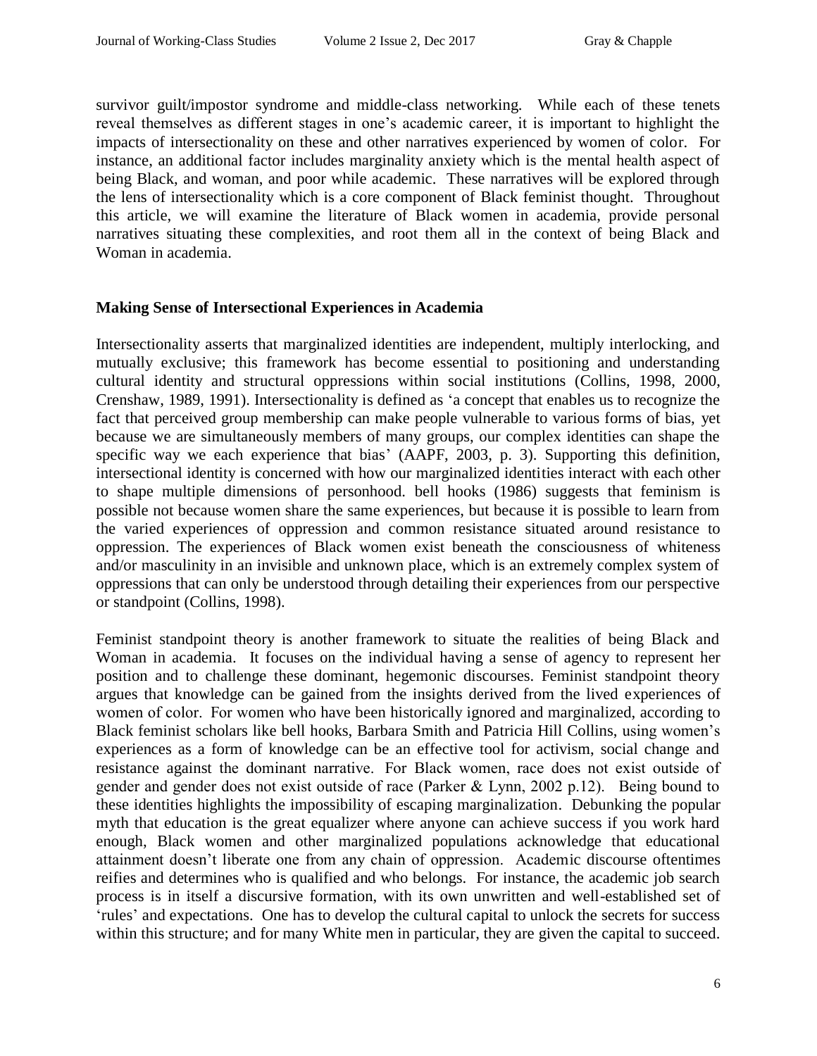survivor guilt/impostor syndrome and middle-class networking. While each of these tenets reveal themselves as different stages in one's academic career, it is important to highlight the impacts of intersectionality on these and other narratives experienced by women of color. For instance, an additional factor includes marginality anxiety which is the mental health aspect of being Black, and woman, and poor while academic. These narratives will be explored through the lens of intersectionality which is a core component of Black feminist thought. Throughout this article, we will examine the literature of Black women in academia, provide personal narratives situating these complexities, and root them all in the context of being Black and Woman in academia.

**Making Sense of Intersectional Experiences in Academia**

Intersectionality asserts that marginalized identities are independent, multiply interlocking, and mutually exclusive; this framework has become essential to positioning and understanding cultural identity and structural oppressions within social institutions (Collins, 1998, 2000, Crenshaw, 1989, 1991). Intersectionality is defined as 'a concept that enables us to recognize the fact that perceived group membership can make people vulnerable to various forms of bias, yet because we are simultaneously members of many groups, our complex identities can shape the specific way we each experience that bias' (AAPF, 2003, p. 3). Supporting this definition, intersectional identity is concerned with how our marginalized identities interact with each other to shape multiple dimensions of personhood. bell hooks (1986) suggests that feminism is possible not because women share the same experiences, but because it is possible to learn from the varied experiences of oppression and common resistance situated around resistance to oppression. The experiences of Black women exist beneath the consciousness of whiteness and/or masculinity in an invisible and unknown place, which is an extremely complex system of oppressions that can only be understood through detailing their experiences from our perspective or standpoint (Collins, 1998).

Feminist standpoint theory is another framework to situate the realities of being Black and Woman in academia. It focuses on the individual having a sense of agency to represent her position and to challenge these dominant, hegemonic discourses. Feminist standpoint theory argues that knowledge can be gained from the insights derived from the lived experiences of women of color. For women who have been historically ignored and marginalized, according to Black feminist scholars like bell hooks, Barbara Smith and Patricia Hill Collins, using women's experiences as a form of knowledge can be an effective tool for activism, social change and resistance against the dominant narrative. For Black women, race does not exist outside of gender and gender does not exist outside of race (Parker & Lynn, 2002 p.12). Being bound to these identities highlights the impossibility of escaping marginalization. Debunking the popular myth that education is the great equalizer where anyone can achieve success if you work hard enough, Black women and other marginalized populations acknowledge that educational attainment doesn't liberate one from any chain of oppression. Academic discourse oftentimes reifies and determines who is qualified and who belongs. For instance, the academic job search process is in itself a discursive formation, with its own unwritten and well-established set of 'rules' and expectations. One has to develop the cultural capital to unlock the secrets for success within this structure; and for many White men in particular, they are given the capital to succeed.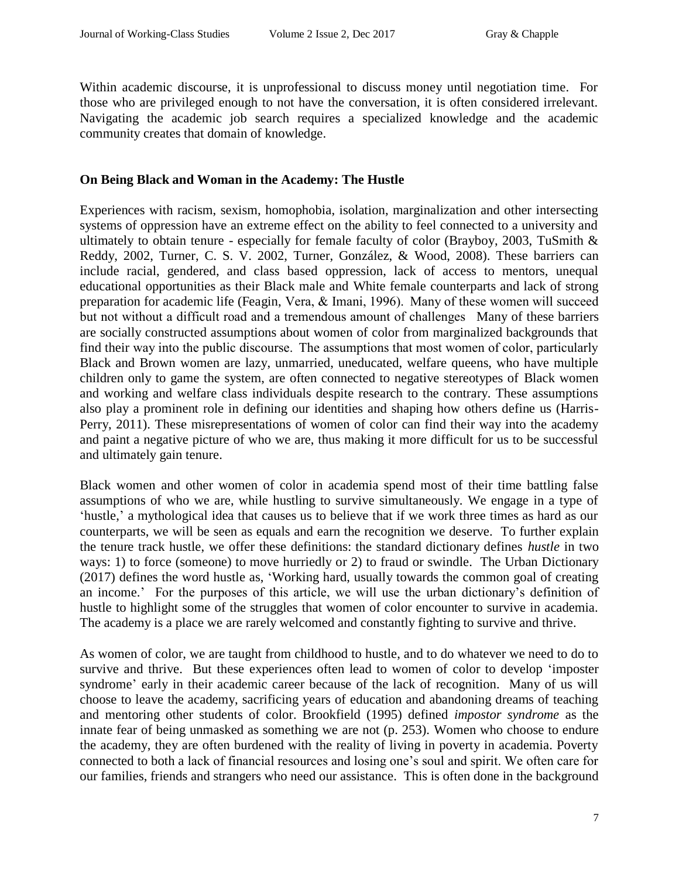Within academic discourse, it is unprofessional to discuss money until negotiation time. For those who are privileged enough to not have the conversation, it is often considered irrelevant. Navigating the academic job search requires a specialized knowledge and the academic community creates that domain of knowledge.

## On Being Black and Woman in the Academy: The Hustle

Experiences with racism, sexism, homophobia, isolation, marginalization and other intersecting systems of oppression have an extreme effect on the ability to feel connected to a university and ultimately to obtain tenure - especially for female faculty of color (Brayboy, 2003, TuSmith & Reddy, 2002, Turner, C. S. V. 2002, Turner, González, & Wood, 2008). These barriers can include racial, gendered, and class based oppression, lack of access to mentors, unequal educational opportunities as their Black male and White female counterparts and lack of strong preparation for academic life (Feagin, Vera, & Imani, 1996). Many of these women will succeed but not without a difficult road and a tremendous amount of challenges Many of these barriers are socially constructed assumptions about women of color from marginalized backgrounds that find their way into the public discourse. The assumptions that most women of color, particularly Black and Brown women are lazy, unmarried, uneducated, welfare queens, who have multiple children only to game the system, are often connected to negative stereotypes of Black women and working and welfare class individuals despite research to the contrary. These assumptions also play a prominent role in defining our identities and shaping how others define us (Harris-Perry, 2011). These misrepresentations of women of color can find their way into the academy and paint a negative picture of who we are, thus making it more difficult for us to be successful and ultimately gain tenure.

Black women and other women of color in academia spend most of their time battling false assumptions of who we are, while hustling to survive simultaneously. We engage in a type of 'hustle,' a mythological idea that causes us to believe that if we work three times as hard as our counterparts, we will be seen as equals and earn the recognition we deserve. To further explain the tenure track hustle, we offer these definitions: the standard dictionary defines *hustle* in two ways: 1) to force (someone) to move hurriedly or 2) to fraud or swindle. The Urban Dictionary (2017) defines the word hustle as, 'Working hard, usually towards the common goal of creating an income.' For the purposes of this article, we will use the urban dictionary's definition of hustle to highlight some of the struggles that women of color encounter to survive in academia. The academy is a place we are rarely welcomed and constantly fighting to survive and thrive.

As women of color, we are taught from childhood to hustle, and to do whatever we need to do to survive and thrive. But these experiences often lead to women of color to develop 'imposter syndrome' early in their academic career because of the lack of recognition. Many of us will choose to leave the academy, sacrificing years of education and abandoning dreams of teaching and mentoring other students of color. Brookfield (1995) defined *impostor syndrome* as the innate fear of being unmasked as something we are not (p. 253). Women who choose to endure the academy, they are often burdened with the reality of living in poverty in academia. Poverty connected to both a lack of financial resources and losing one's soul and spirit. We often care for our families, friends and strangers who need our assistance. This is often done in the background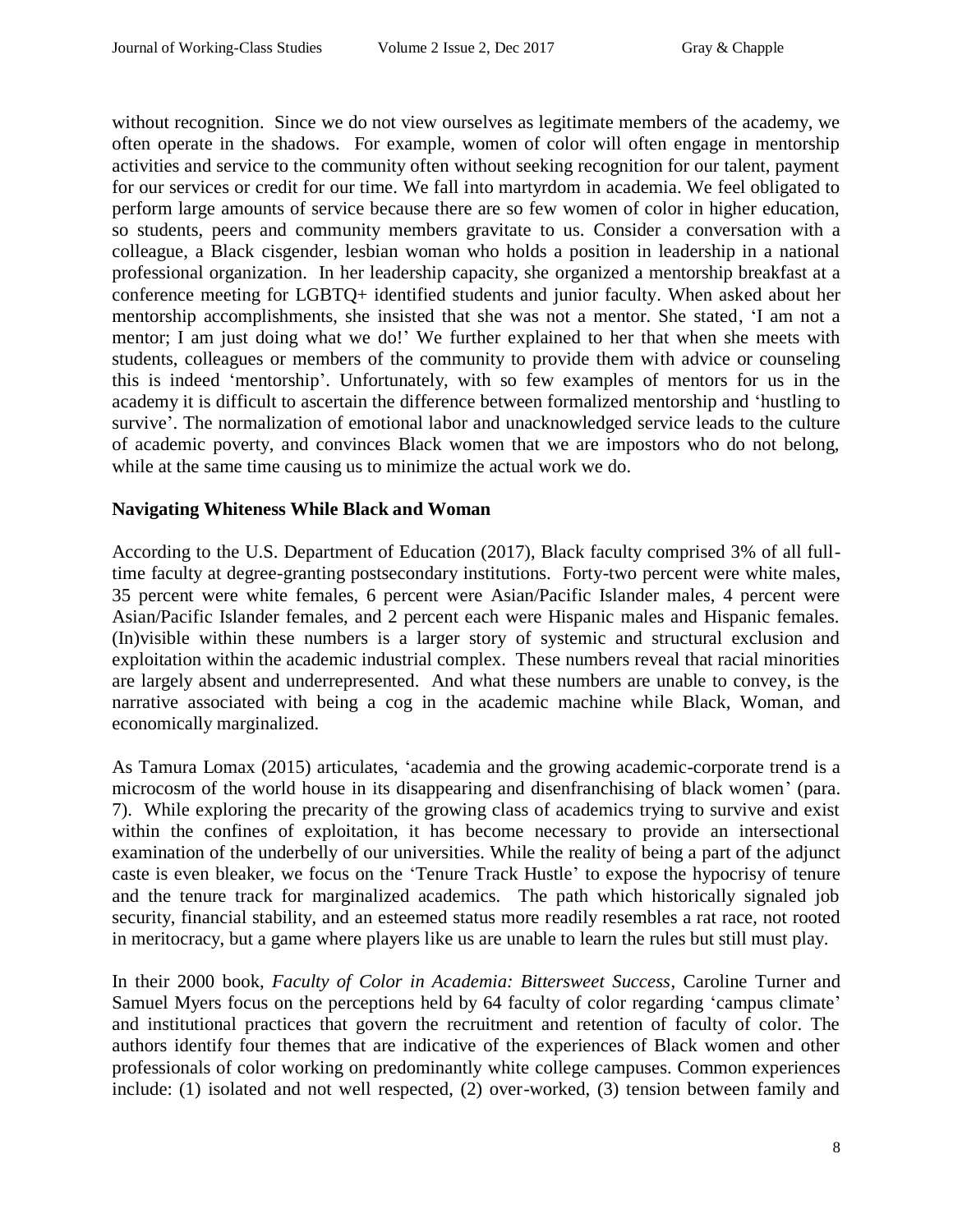without recognition. Since we do not view ourselves as legitimate members of the academy, we often operate in the shadows. For example, women of color will often engage in mentorship activities and service to the community often without seeking recognition for our talent, payment for our services or credit for our time. We fall into martyrdom in academia. We feel obligated to perform large amounts of service because there are so few women of color in higher education, so students, peers and community members gravitate to us. Consider a conversation with a colleague, a Black cisgender, lesbian woman who holds a position in leadership in a national professional organization. In her leadership capacity, she organized a mentorship breakfast at a conference meeting for LGBTQ+ identified students and junior faculty. When asked about her mentorship accomplishments, she insisted that she was not a mentor. She stated, 'I am not a mentor; I am just doing what we do!' We further explained to her that when she meets with students, colleagues or members of the community to provide them with advice or counseling this is indeed 'mentorship'. Unfortunately, with so few examples of mentors for us in the academy it is difficult to ascertain the difference between formalized mentorship and 'hustling to survive'. The normalization of emotional labor and unacknowledged service leads to the culture of academic poverty, and convinces Black women that we are impostors who do not belong, while at the same time causing us to minimize the actual work we do.

## Navigating Whiteness While Black and Woman

According to the U.S. Department of Education (2017), Black faculty comprised 3% of all full-time faculty at degree-granting postsecondary institutions. Forty-two percent were white males, 35 percent were white females, 6 percent were Asian/Pacific Islander males, 4 percent were Asian/Pacific Islander females, and 2 percent each were Hispanic males and Hispanic females. (In)visible within these numbers is a larger story of systemic and structural exclusion and exploitation within the academic industrial complex. These numbers reveal that racial minorities are largely absent and underrepresented. And what these numbers are unable to convey, is the narrative associated with being a cog in the academic machine while Black, Woman, and economically marginalized.

As Tamura Lomax (2015) articulates, 'academia and the growing academic-corporate trend is a microcosm of the world house in its disappearing and disenfranchising of black women' (para. 7). While exploring the precarity of the growing class of academics trying to survive and exist within the confines of exploitation, it has become necessary to provide an intersectional examination of the underbelly of our universities. While the reality of being a part of the adjunct caste is even bleaker, we focus on the 'Tenure Track Hustle' to expose the hypocrisy of tenure and the tenure track for marginalized academics. The path which historically signaled job security, financial stability, and an esteemed status more readily resembles a rat race, not rooted in meritocracy, but a game where players like us are unable to learn the rules but still must play.

In their 2000 book, *Faculty of Color in Academia: Bittersweet Success*, Caroline Turner and Samuel Myers focus on the perceptions held by 64 faculty of color regarding 'campus climate' and institutional practices that govern the recruitment and retention of faculty of color. The authors identify four themes that are indicative of the experiences of Black women and other professionals of color working on predominantly white college campuses. Common experiences include: (1) isolated and not well respected, (2) over-worked, (3) tension between family and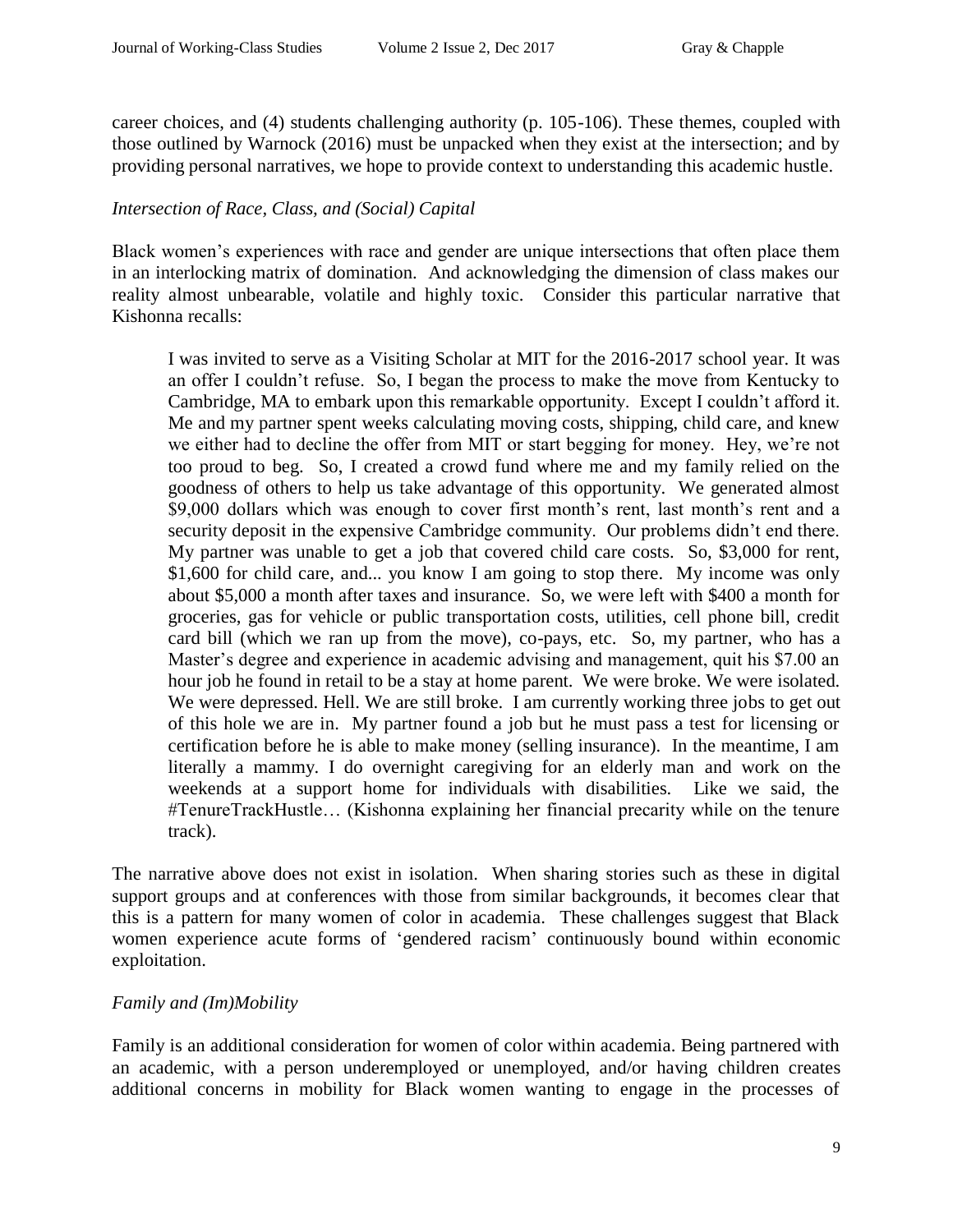career choices, and (4) students challenging authority (p. 105-106). These themes, coupled with those outlined by Warnock (2016) must be unpacked when they exist at the intersection; and by providing personal narratives, we hope to provide context to understanding this academic hustle.

*Intersection of Race, Class, and (Social) Capital*

Black women's experiences with race and gender are unique intersections that often place them in an interlocking matrix of domination. And acknowledging the dimension of class makes our reality almost unbearable, volatile and highly toxic. Consider this particular narrative that Kishonna recalls:

> I was invited to serve as a Visiting Scholar at MIT for the 2016-2017 school year. It was an offer I couldn't refuse. So, I began the process to make the move from Kentucky to Cambridge, MA to embark upon this remarkable opportunity. Except I couldn't afford it. Me and my partner spent weeks calculating moving costs, shipping, child care, and knew we either had to decline the offer from MIT or start begging for money. Hey, we're not too proud to beg. So, I created a crowd fund where me and my family relied on the goodness of others to help us take advantage of this opportunity. We generated almost $9,000 dollars which was enough to cover first month's rent, last month's rent and a security deposit in the expensive Cambridge community. Our problems didn't end there. My partner was unable to get a job that covered child care costs. So, $3,000 for rent, $1,600 for child care, and... you know I am going to stop there. My income was only about $5,000 a month after taxes and insurance. So, we were left with $400 a month for groceries, gas for vehicle or public transportation costs, utilities, cell phone bill, credit card bill (which we ran up from the move), co-pays, etc. So, my partner, who has a Master's degree and experience in academic advising and management, quit his $7.00 an hour job he found in retail to be a stay at home parent. We were broke. We were isolated. We were depressed. Hell. We are still broke. I am currently working three jobs to get out of this hole we are in. My partner found a job but he must pass a test for licensing or certification before he is able to make money (selling insurance). In the meantime, I am literally a mammy. I do overnight caregiving for an elderly man and work on the weekends at a support home for individuals with disabilities. Like we said, the #TenureTrackHustle… (Kishonna explaining her financial precarity while on the tenure track).

The narrative above does not exist in isolation. When sharing stories such as these in digital support groups and at conferences with those from similar backgrounds, it becomes clear that this is a pattern for many women of color in academia. These challenges suggest that Black women experience acute forms of 'gendered racism' continuously bound within economic exploitation.

*Family and (Im)Mobility*

Family is an additional consideration for women of color within academia. Being partnered with an academic, with a person underemployed or unemployed, and/or having children creates additional concerns in mobility for Black women wanting to engage in the processes of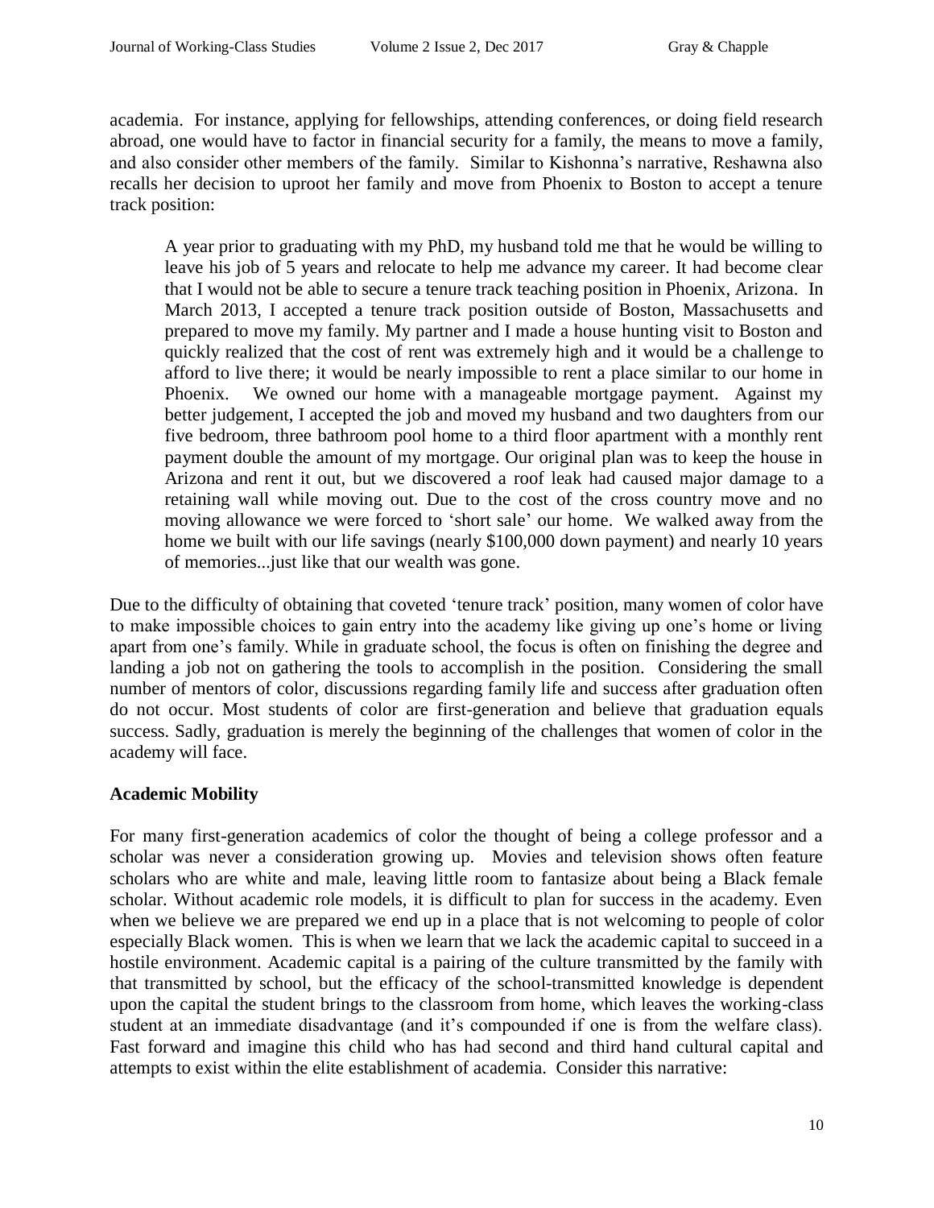academia. For instance, applying for fellowships, attending conferences, or doing field research abroad, one would have to factor in financial security for a family, the means to move a family, and also consider other members of the family. Similar to Kishonna's narrative, Reshawna also recalls her decision to uproot her family and move from Phoenix to Boston to accept a tenure track position:

> A year prior to graduating with my PhD, my husband told me that he would be willing to leave his job of 5 years and relocate to help me advance my career. It had become clear that I would not be able to secure a tenure track teaching position in Phoenix, Arizona. In March 2013, I accepted a tenure track position outside of Boston, Massachusetts and prepared to move my family. My partner and I made a house hunting visit to Boston and quickly realized that the cost of rent was extremely high and it would be a challenge to afford to live there; it would be nearly impossible to rent a place similar to our home in Phoenix. We owned our home with a manageable mortgage payment. Against my better judgement, I accepted the job and moved my husband and two daughters from our five bedroom, three bathroom pool home to a third floor apartment with a monthly rent payment double the amount of my mortgage. Our original plan was to keep the house in Arizona and rent it out, but we discovered a roof leak had caused major damage to a retaining wall while moving out. Due to the cost of the cross country move and no moving allowance we were forced to 'short sale' our home. We walked away from the home we built with our life savings (nearly $100,000 down payment) and nearly 10 years of memories...just like that our wealth was gone.

Due to the difficulty of obtaining that coveted 'tenure track' position, many women of color have to make impossible choices to gain entry into the academy like giving up one's home or living apart from one's family. While in graduate school, the focus is often on finishing the degree and landing a job not on gathering the tools to accomplish in the position. Considering the small number of mentors of color, discussions regarding family life and success after graduation often do not occur. Most students of color are first-generation and believe that graduation equals success. Sadly, graduation is merely the beginning of the challenges that women of color in the academy will face.

**Academic Mobility**

For many first-generation academics of color the thought of being a college professor and a scholar was never a consideration growing up. Movies and television shows often feature scholars who are white and male, leaving little room to fantasize about being a Black female scholar. Without academic role models, it is difficult to plan for success in the academy. Even when we believe we are prepared we end up in a place that is not welcoming to people of color especially Black women. This is when we learn that we lack the academic capital to succeed in a hostile environment. Academic capital is a pairing of the culture transmitted by the family with that transmitted by school, but the efficacy of the school-transmitted knowledge is dependent upon the capital the student brings to the classroom from home, which leaves the working-class student at an immediate disadvantage (and it's compounded if one is from the welfare class). Fast forward and imagine this child who has had second and third hand cultural capital and attempts to exist within the elite establishment of academia. Consider this narrative: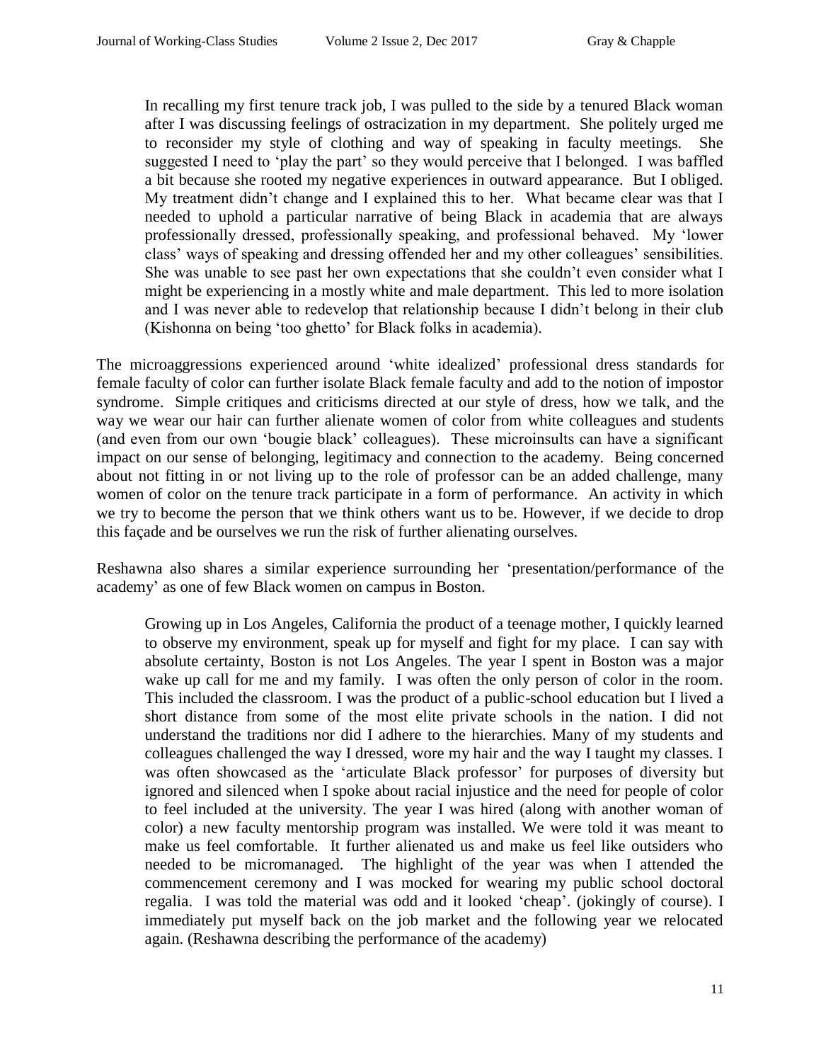> In recalling my first tenure track job, I was pulled to the side by a tenured Black woman after I was discussing feelings of ostracization in my department. She politely urged me to reconsider my style of clothing and way of speaking in faculty meetings. She suggested I need to 'play the part' so they would perceive that I belonged. I was baffled a bit because she rooted my negative experiences in outward appearance. But I obliged. My treatment didn't change and I explained this to her. What became clear was that I needed to uphold a particular narrative of being Black in academia that are always professionally dressed, professionally speaking, and professional behaved. My 'lower class' ways of speaking and dressing offended her and my other colleagues' sensibilities. She was unable to see past her own expectations that she couldn't even consider what I might be experiencing in a mostly white and male department. This led to more isolation and I was never able to redevelop that relationship because I didn't belong in their club (Kishonna on being 'too ghetto' for Black folks in academia).

The microaggressions experienced around 'white idealized' professional dress standards for female faculty of color can further isolate Black female faculty and add to the notion of impostor syndrome. Simple critiques and criticisms directed at our style of dress, how we talk, and the way we wear our hair can further alienate women of color from white colleagues and students (and even from our own 'bougie black' colleagues). These microinsults can have a significant impact on our sense of belonging, legitimacy and connection to the academy. Being concerned about not fitting in or not living up to the role of professor can be an added challenge, many women of color on the tenure track participate in a form of performance. An activity in which we try to become the person that we think others want us to be. However, if we decide to drop this façade and be ourselves we run the risk of further alienating ourselves.

Reshawna also shares a similar experience surrounding her 'presentation/performance of the academy' as one of few Black women on campus in Boston.

> Growing up in Los Angeles, California the product of a teenage mother, I quickly learned to observe my environment, speak up for myself and fight for my place. I can say with absolute certainty, Boston is not Los Angeles. The year I spent in Boston was a major wake up call for me and my family. I was often the only person of color in the room. This included the classroom. I was the product of a public-school education but I lived a short distance from some of the most elite private schools in the nation. I did not understand the traditions nor did I adhere to the hierarchies. Many of my students and colleagues challenged the way I dressed, wore my hair and the way I taught my classes. I was often showcased as the 'articulate Black professor' for purposes of diversity but ignored and silenced when I spoke about racial injustice and the need for people of color to feel included at the university. The year I was hired (along with another woman of color) a new faculty mentorship program was installed. We were told it was meant to make us feel comfortable. It further alienated us and make us feel like outsiders who needed to be micromanaged. The highlight of the year was when I attended the commencement ceremony and I was mocked for wearing my public school doctoral regalia. I was told the material was odd and it looked 'cheap'. (jokingly of course). I immediately put myself back on the job market and the following year we relocated again. (Reshawna describing the performance of the academy)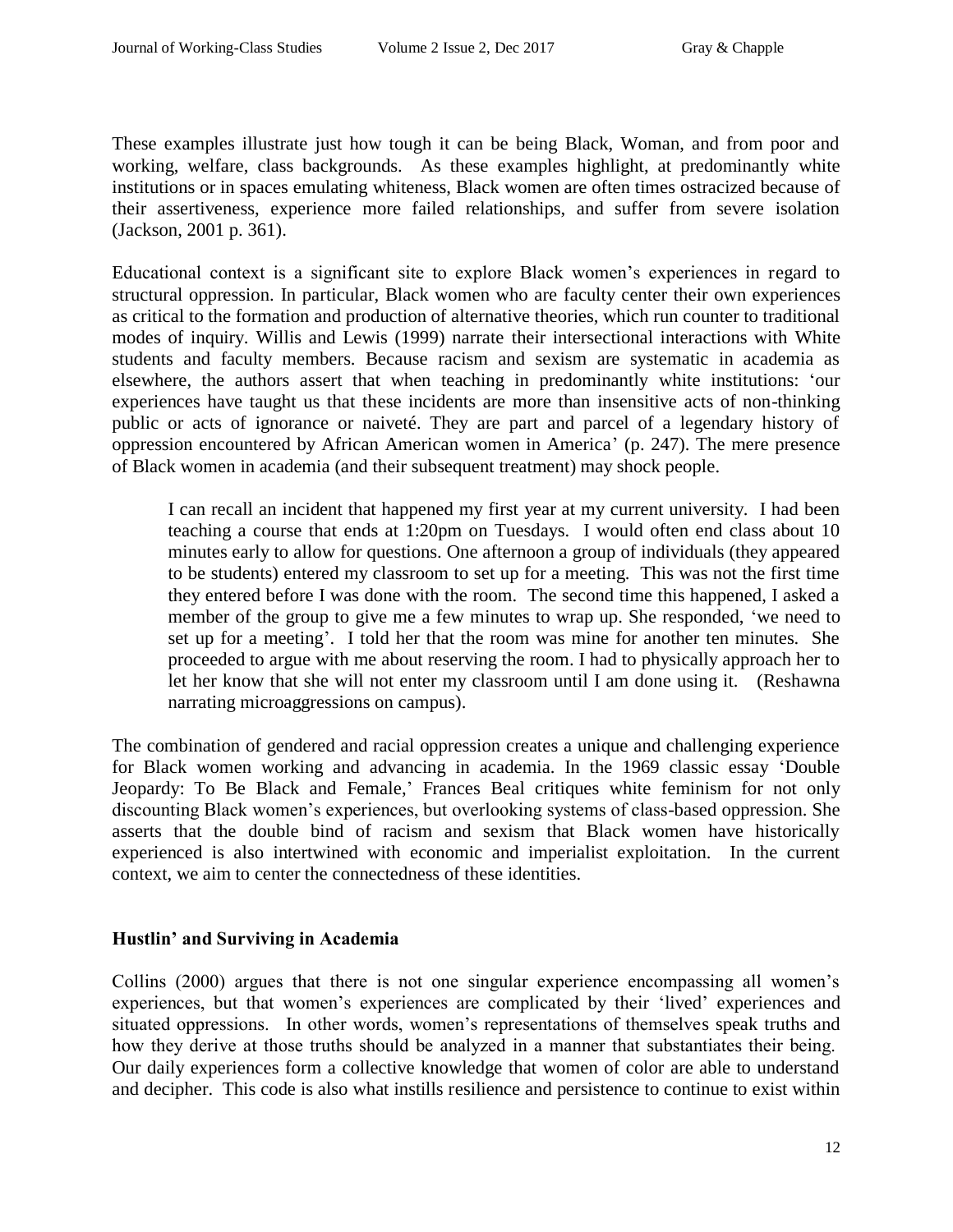These examples illustrate just how tough it can be being Black, Woman, and from poor and working, welfare, class backgrounds. As these examples highlight, at predominantly white institutions or in spaces emulating whiteness, Black women are often times ostracized because of their assertiveness, experience more failed relationships, and suffer from severe isolation (Jackson, 2001 p. 361).

Educational context is a significant site to explore Black women's experiences in regard to structural oppression. In particular, Black women who are faculty center their own experiences as critical to the formation and production of alternative theories, which run counter to traditional modes of inquiry. Willis and Lewis (1999) narrate their intersectional interactions with White students and faculty members. Because racism and sexism are systematic in academia as elsewhere, the authors assert that when teaching in predominantly white institutions: 'our experiences have taught us that these incidents are more than insensitive acts of non-thinking public or acts of ignorance or naiveté. They are part and parcel of a legendary history of oppression encountered by African American women in America' (p. 247). The mere presence of Black women in academia (and their subsequent treatment) may shock people.

> I can recall an incident that happened my first year at my current university. I had been teaching a course that ends at 1:20pm on Tuesdays. I would often end class about 10 minutes early to allow for questions. One afternoon a group of individuals (they appeared to be students) entered my classroom to set up for a meeting. This was not the first time they entered before I was done with the room. The second time this happened, I asked a member of the group to give me a few minutes to wrap up. She responded, 'we need to set up for a meeting'. I told her that the room was mine for another ten minutes. She proceeded to argue with me about reserving the room. I had to physically approach her to let her know that she will not enter my classroom until I am done using it. (Reshawna narrating microaggressions on campus).

The combination of gendered and racial oppression creates a unique and challenging experience for Black women working and advancing in academia. In the 1969 classic essay 'Double Jeopardy: To Be Black and Female,' Frances Beal critiques white feminism for not only discounting Black women's experiences, but overlooking systems of class-based oppression. She asserts that the double bind of racism and sexism that Black women have historically experienced is also intertwined with economic and imperialist exploitation. In the current context, we aim to center the connectedness of these identities.

## Hustlin' and Surviving in Academia

Collins (2000) argues that there is not one singular experience encompassing all women's experiences, but that women's experiences are complicated by their 'lived' experiences and situated oppressions. In other words, women's representations of themselves speak truths and how they derive at those truths should be analyzed in a manner that substantiates their being. Our daily experiences form a collective knowledge that women of color are able to understand and decipher. This code is also what instills resilience and persistence to continue to exist within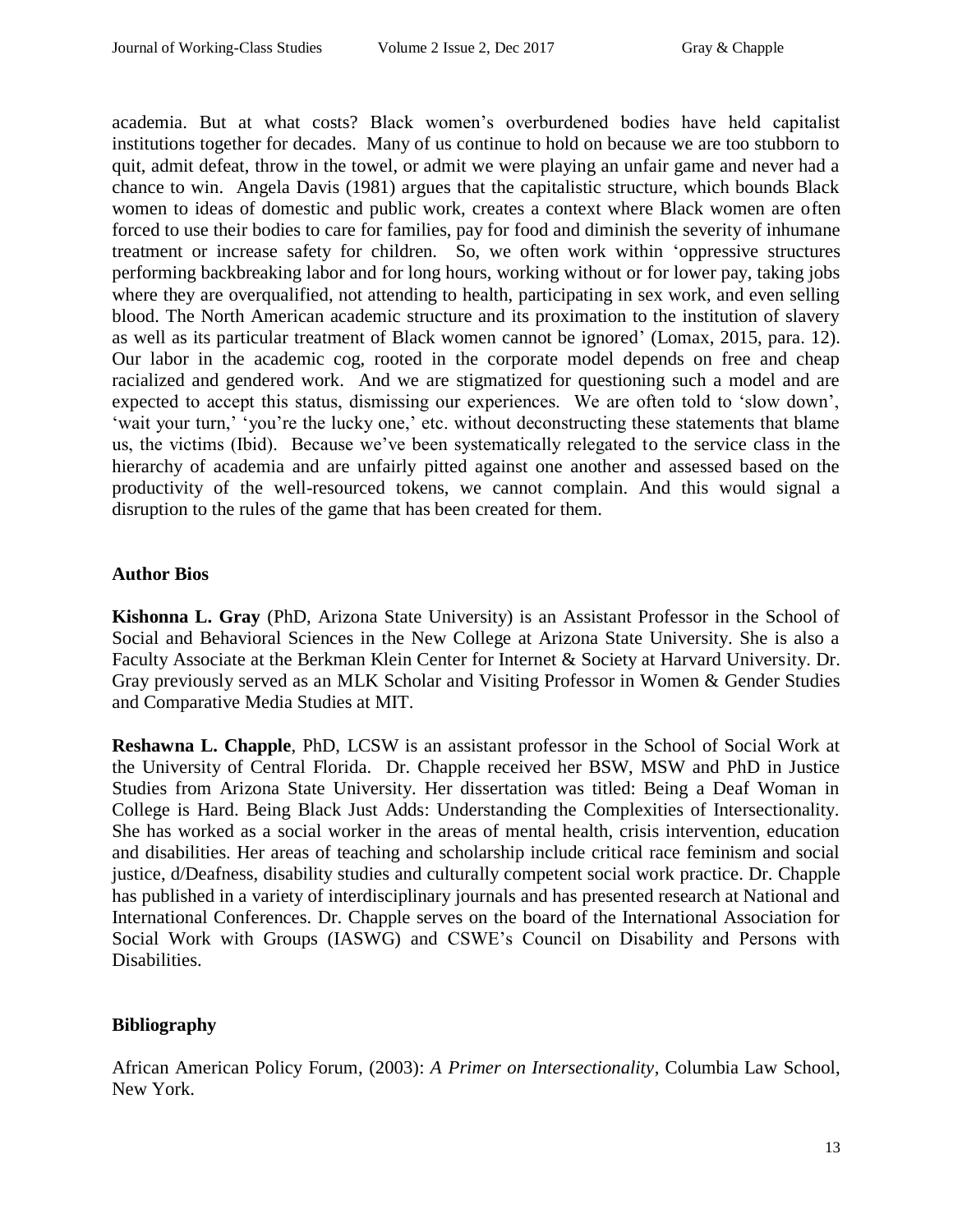academia. But at what costs? Black women's overburdened bodies have held capitalist institutions together for decades. Many of us continue to hold on because we are too stubborn to quit, admit defeat, throw in the towel, or admit we were playing an unfair game and never had a chance to win. Angela Davis (1981) argues that the capitalistic structure, which bounds Black women to ideas of domestic and public work, creates a context where Black women are often forced to use their bodies to care for families, pay for food and diminish the severity of inhumane treatment or increase safety for children. So, we often work within 'oppressive structures performing backbreaking labor and for long hours, working without or for lower pay, taking jobs where they are overqualified, not attending to health, participating in sex work, and even selling blood. The North American academic structure and its proximation to the institution of slavery as well as its particular treatment of Black women cannot be ignored' (Lomax, 2015, para. 12). Our labor in the academic cog, rooted in the corporate model depends on free and cheap racialized and gendered work. And we are stigmatized for questioning such a model and are expected to accept this status, dismissing our experiences. We are often told to 'slow down', 'wait your turn,' 'you're the lucky one,' etc. without deconstructing these statements that blame us, the victims (Ibid). Because we've been systematically relegated to the service class in the hierarchy of academia and are unfairly pitted against one another and assessed based on the productivity of the well-resourced tokens, we cannot complain. And this would signal a disruption to the rules of the game that has been created for them.

## Author Bios

**Kishonna L. Gray** (PhD, Arizona State University) is an Assistant Professor in the School of Social and Behavioral Sciences in the New College at Arizona State University. She is also a Faculty Associate at the Berkman Klein Center for Internet & Society at Harvard University. Dr. Gray previously served as an MLK Scholar and Visiting Professor in Women & Gender Studies and Comparative Media Studies at MIT.

**Reshawna L. Chapple**, PhD, LCSW is an assistant professor in the School of Social Work at the University of Central Florida. Dr. Chapple received her BSW, MSW and PhD in Justice Studies from Arizona State University. Her dissertation was titled: Being a Deaf Woman in College is Hard. Being Black Just Adds: Understanding the Complexities of Intersectionality. She has worked as a social worker in the areas of mental health, crisis intervention, education and disabilities. Her areas of teaching and scholarship include critical race feminism and social justice, d/Deafness, disability studies and culturally competent social work practice. Dr. Chapple has published in a variety of interdisciplinary journals and has presented research at National and International Conferences. Dr. Chapple serves on the board of the International Association for Social Work with Groups (IASWG) and CSWE's Council on Disability and Persons with Disabilities.

## Bibliography

African American Policy Forum, (2003): *A Primer on Intersectionality*, Columbia Law School, New York.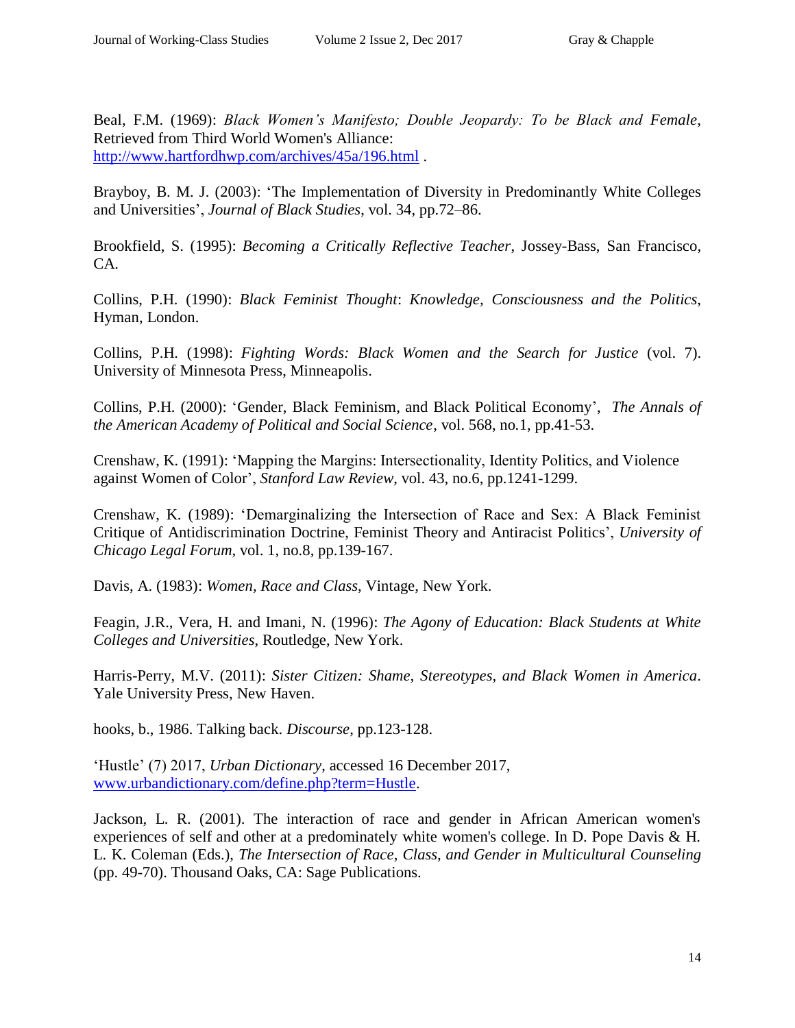Beal, F.M. (1969): *Black Women's Manifesto; Double Jeopardy: To be Black and Female*, Retrieved from Third World Women's Alliance: http://www.hartfordhwp.com/archives/45a/196.html .

Brayboy, B. M. J. (2003): 'The Implementation of Diversity in Predominantly White Colleges and Universities', *Journal of Black Studies*, vol. 34, pp.72–86.

Brookfield, S. (1995): *Becoming a Critically Reflective Teacher*, Jossey-Bass, San Francisco, CA.

Collins, P.H. (1990): *Black Feminist Thought*: *Knowledge, Consciousness and the Politics*, Hyman, London.

Collins, P.H. (1998): *Fighting Words: Black Women and the Search for Justice* (vol. 7). University of Minnesota Press, Minneapolis.

Collins, P.H. (2000): 'Gender, Black Feminism, and Black Political Economy', *The Annals of the American Academy of Political and Social Science*, vol. 568, no.1, pp.41-53.

Crenshaw, K. (1991): 'Mapping the Margins: Intersectionality, Identity Politics, and Violence against Women of Color', *Stanford Law Review*, vol. 43, no.6, pp.1241-1299.

Crenshaw, K. (1989): 'Demarginalizing the Intersection of Race and Sex: A Black Feminist Critique of Antidiscrimination Doctrine, Feminist Theory and Antiracist Politics', *University of Chicago Legal Forum*, vol. 1, no.8, pp.139-167.

Davis, A. (1983): *Women, Race and Class*, Vintage, New York.

Feagin, J.R., Vera, H. and Imani, N. (1996): *The Agony of Education: Black Students at White Colleges and Universities*, Routledge, New York.

Harris-Perry, M.V. (2011): *Sister Citizen: Shame, Stereotypes, and Black Women in America*. Yale University Press, New Haven.

hooks, b., 1986. Talking back. *Discourse*, pp.123-128.

'Hustle' (7) 2017, *Urban Dictionary*, accessed 16 December 2017, www.urbandictionary.com/define.php?term=Hustle.

Jackson, L. R. (2001). The interaction of race and gender in African American women's experiences of self and other at a predominately white women's college. In D. Pope Davis & H. L. K. Coleman (Eds.), *The Intersection of Race, Class, and Gender in Multicultural Counseling* (pp. 49-70). Thousand Oaks, CA: Sage Publications.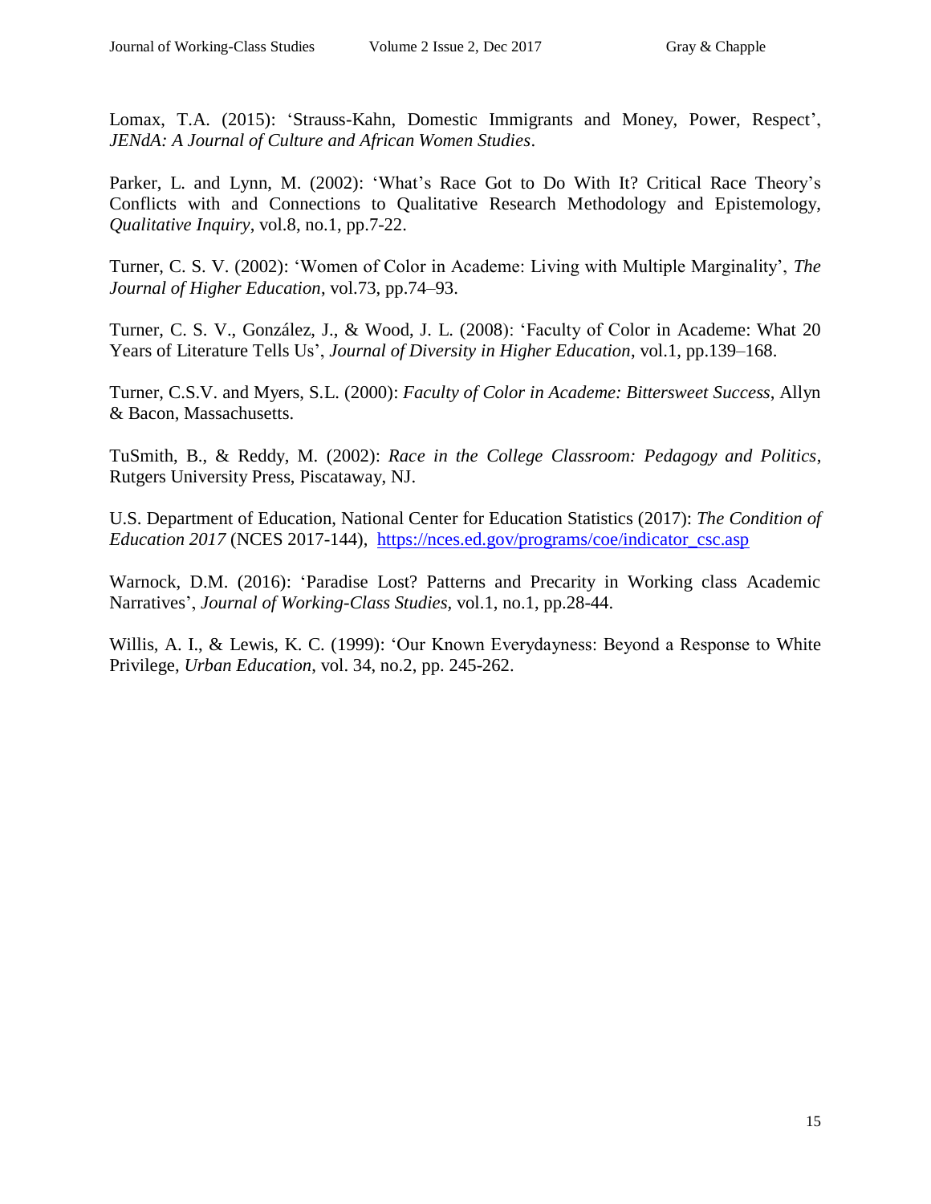Lomax, T.A. (2015): 'Strauss-Kahn, Domestic Immigrants and Money, Power, Respect', *JENdA: A Journal of Culture and African Women Studies*.

Parker, L. and Lynn, M. (2002): 'What's Race Got to Do With It? Critical Race Theory's Conflicts with and Connections to Qualitative Research Methodology and Epistemology, *Qualitative Inquiry*, vol.8, no.1, pp.7-22.

Turner, C. S. V. (2002): 'Women of Color in Academe: Living with Multiple Marginality', *The Journal of Higher Education*, vol.73, pp.74–93.

Turner, C. S. V., González, J., & Wood, J. L. (2008): 'Faculty of Color in Academe: What 20 Years of Literature Tells Us', *Journal of Diversity in Higher Education*, vol.1, pp.139–168.

Turner, C.S.V. and Myers, S.L. (2000): *Faculty of Color in Academe: Bittersweet Success*, Allyn & Bacon, Massachusetts.

TuSmith, B., & Reddy, M. (2002): *Race in the College Classroom: Pedagogy and Politics*, Rutgers University Press, Piscataway, NJ.

U.S. Department of Education, National Center for Education Statistics (2017): *The Condition of Education 2017* (NCES 2017-144), https://nces.ed.gov/programs/coe/indicator_csc.asp

Warnock, D.M. (2016): 'Paradise Lost? Patterns and Precarity in Working class Academic Narratives', *Journal of Working-Class Studies*, vol.1, no.1, pp.28-44.

Willis, A. I., & Lewis, K. C. (1999): 'Our Known Everydayness: Beyond a Response to White Privilege, *Urban Education*, vol. 34, no.2, pp. 245-262.